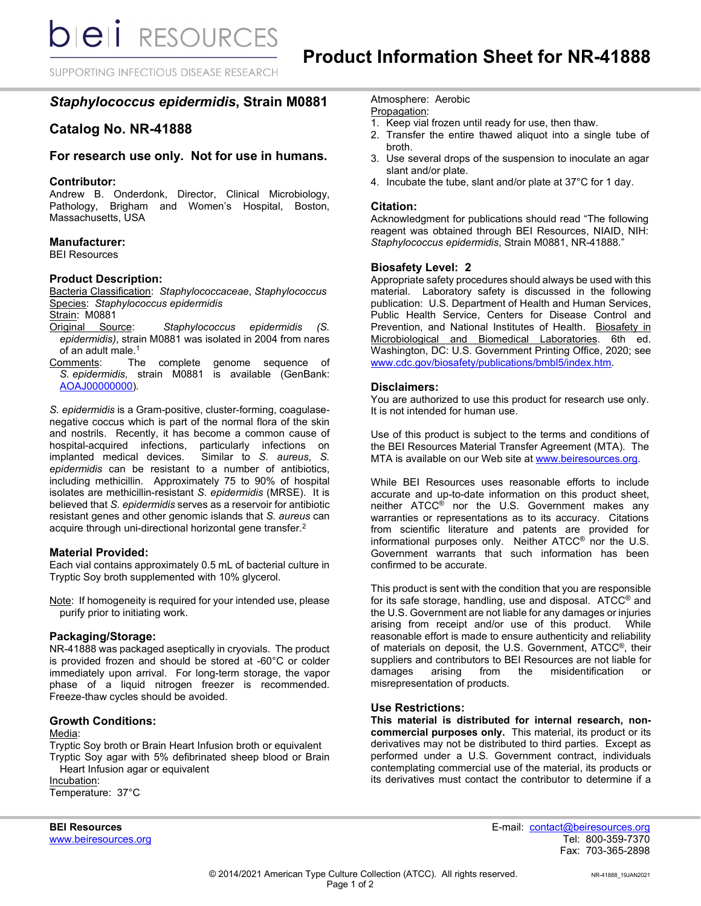# Product Information Sheet for NR-41888

## *Staphylococcus epidermidis*, Strain M0881

## Catalog No. NR-41888

### For research use only. Not for use in humans.

### Contributor:

Andrew B. Onderdonk, Director, Clinical Microbiology, Pathology, Brigham and Women's Hospital, Boston, Massachusetts, USA

### Manufacturer:

BEI Resources

### Product Description:

Bacteria Classification: *Staphylococcaceae*, *Staphylococcus*
Species: *Staphylococcus epidermidis*
Strain: M0881
Original Source: *Staphylococcus epidermidis (S. epidermidis)*, strain M0881 was isolated in 2004 from nares of an adult male.[1]
Comments: The complete genome sequence of *S. epidermidis,* strain M0881 is available (GenBank: AOAJ00000000).

*S. epidermidis* is a Gram-positive, cluster-forming, coagulase-negative coccus which is part of the normal flora of the skin and nostrils. Recently, it has become a common cause of hospital-acquired infections, particularly infections on implanted medical devices. Similar to *S. aureus*, *S. epidermidis* can be resistant to a number of antibiotics, including methicillin. Approximately 75 to 90% of hospital isolates are methicillin-resistant *S. epidermidis* (MRSE). It is believed that *S. epidermidis* serves as a reservoir for antibiotic resistant genes and other genomic islands that *S. aureus* can acquire through uni-directional horizontal gene transfer.[2]

### Material Provided:

Each vial contains approximately 0.5 mL of bacterial culture in Tryptic Soy broth supplemented with 10% glycerol.

Note: If homogeneity is required for your intended use, please purify prior to initiating work.

### Packaging/Storage:

NR-41888 was packaged aseptically in cryovials. The product is provided frozen and should be stored at -60°C or colder immediately upon arrival. For long-term storage, the vapor phase of a liquid nitrogen freezer is recommended. Freeze-thaw cycles should be avoided.

### Growth Conditions:

Media:
Tryptic Soy broth or Brain Heart Infusion broth or equivalent
Tryptic Soy agar with 5% defibrinated sheep blood or Brain Heart Infusion agar or equivalent
Incubation:
Temperature: 37°C
Atmosphere: Aerobic
Propagation:
1. Keep vial frozen until ready for use, then thaw.
2. Transfer the entire thawed aliquot into a single tube of broth.
3. Use several drops of the suspension to inoculate an agar slant and/or plate.
4. Incubate the tube, slant and/or plate at 37°C for 1 day.

### Citation:

Acknowledgment for publications should read "The following reagent was obtained through BEI Resources, NIAID, NIH: *Staphylococcus epidermidis*, Strain M0881, NR-41888."

### Biosafety Level: 2

Appropriate safety procedures should always be used with this material. Laboratory safety is discussed in the following publication: U.S. Department of Health and Human Services, Public Health Service, Centers for Disease Control and Prevention, and National Institutes of Health. Biosafety in Microbiological and Biomedical Laboratories. 6th ed. Washington, DC: U.S. Government Printing Office, 2020; see www.cdc.gov/biosafety/publications/bmbl5/index.htm.

### Disclaimers:

You are authorized to use this product for research use only. It is not intended for human use.

Use of this product is subject to the terms and conditions of the BEI Resources Material Transfer Agreement (MTA). The MTA is available on our Web site at www.beiresources.org.

While BEI Resources uses reasonable efforts to include accurate and up-to-date information on this product sheet, neither ATCC® nor the U.S. Government makes any warranties or representations as to its accuracy. Citations from scientific literature and patents are provided for informational purposes only. Neither ATCC® nor the U.S. Government warrants that such information has been confirmed to be accurate.

This product is sent with the condition that you are responsible for its safe storage, handling, use and disposal. ATCC® and the U.S. Government are not liable for any damages or injuries arising from receipt and/or use of this product. While reasonable effort is made to ensure authenticity and reliability of materials on deposit, the U.S. Government, ATCC®, their suppliers and contributors to BEI Resources are not liable for damages arising from the misidentification or misrepresentation of products.

### Use Restrictions:

**This material is distributed for internal research, non-commercial purposes only.** This material, its product or its derivatives may not be distributed to third parties. Except as performed under a U.S. Government contract, individuals contemplating commercial use of the material, its products or its derivatives must contact the contributor to determine if a

BEI Resources
www.beiresources.org

E-mail: contact@beiresources.org
Tel: 800-359-7370
Fax: 703-365-2898

© 2014/2021 American Type Culture Collection (ATCC). All rights reserved.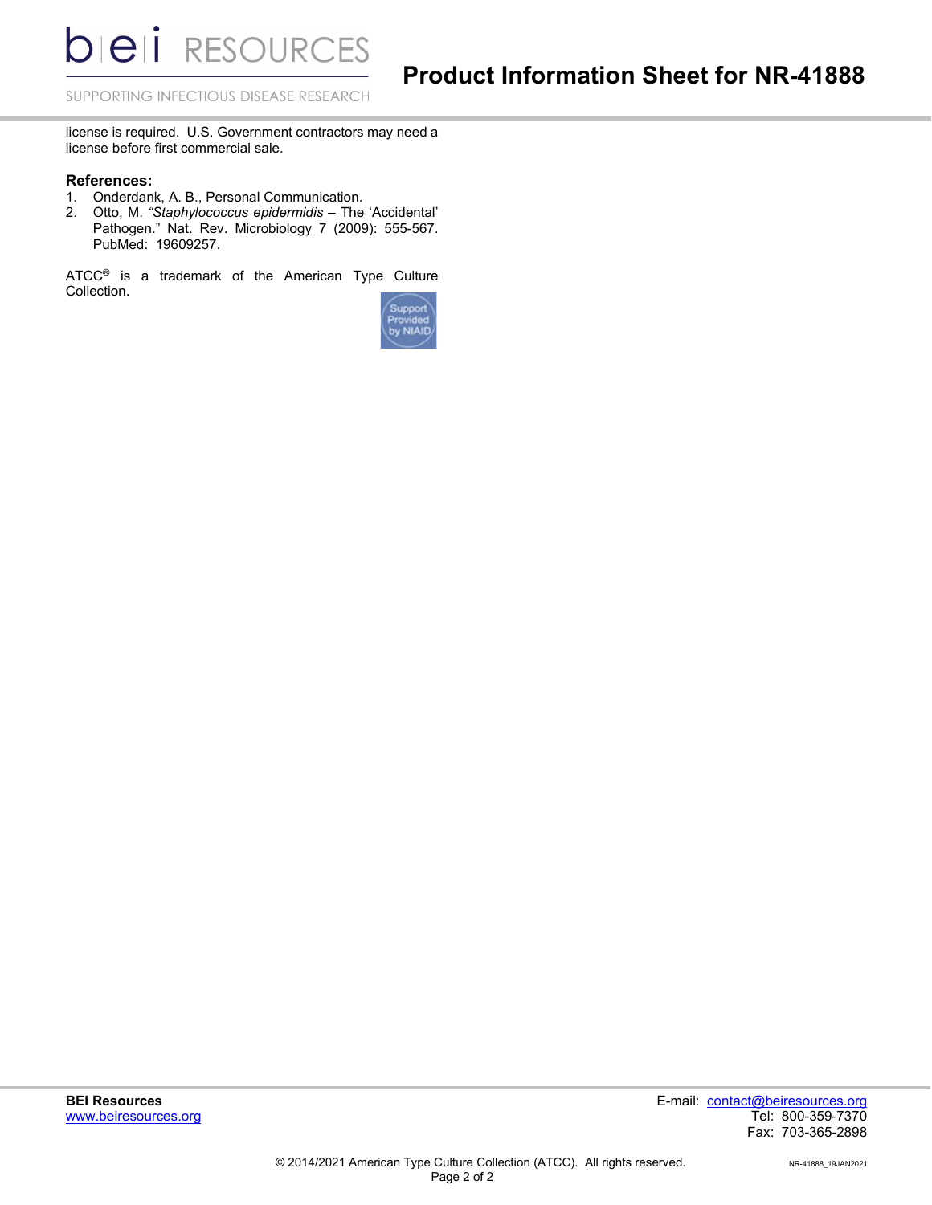license is required. U.S. Government contractors may need a license before first commercial sale.

**References:**

1. Onderdank, A. B., Personal Communication.
2. Otto, M. *"Staphylococcus epidermidis* – The 'Accidental' Pathogen." Nat. Rev. Microbiology 7 (2009): 555-567. PubMed: 19609257.

ATCC® is a trademark of the American Type Culture Collection.

**BEI Resources**
www.beiresources.org

E-mail: contact@beiresources.org
Tel: 800-359-7370
Fax: 703-365-2898

© 2014/2021 American Type Culture Collection (ATCC). All rights reserved.

NR-41888_19JAN2021